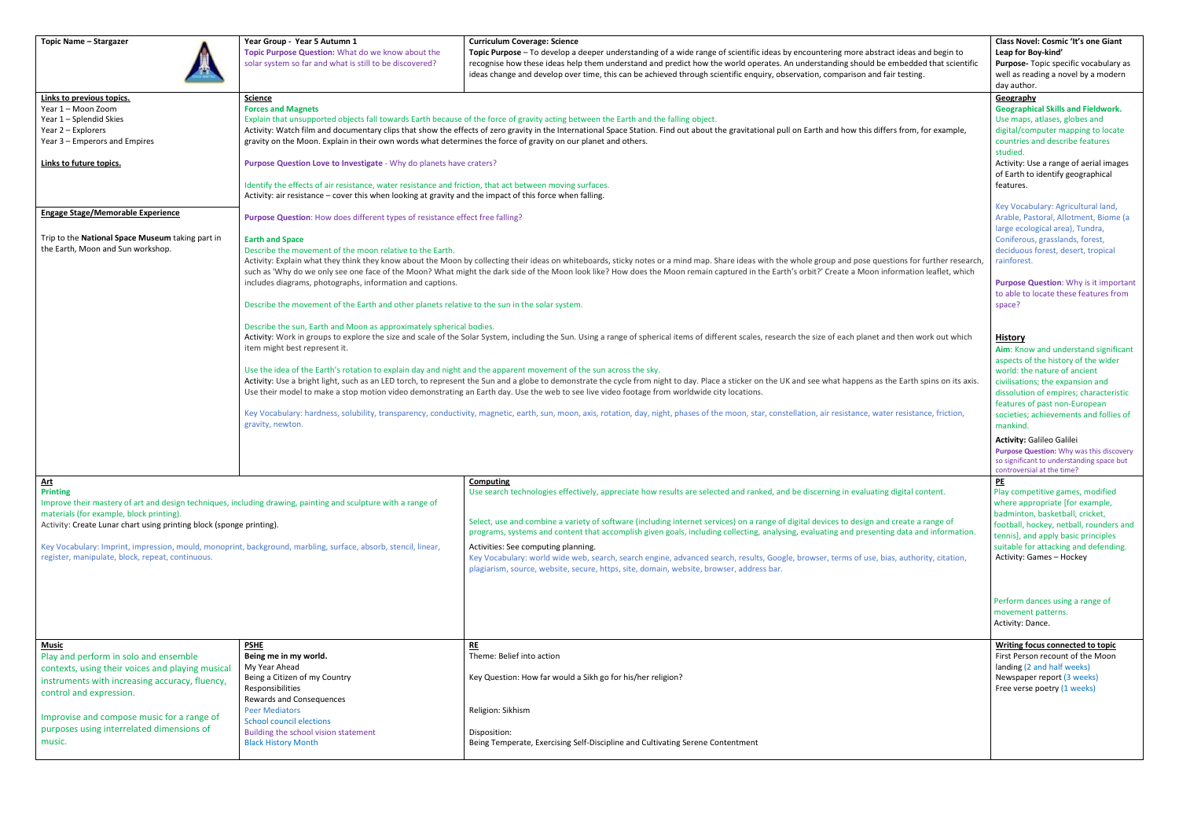**Topic Name – Stargazer**

**Year Group - Year 5 Autumn 1**

**Topic Purpose Question:** What do we know about the solar system so far and what is still to be discovered?

**Curriculum Coverage: Science**

**Topic Purpose** – To develop a deeper understanding of a wide range of scientific ideas by encountering more abstract ideas and begin to recognise how these ideas help them understand and predict how the world operates. An understanding should be embedded that scientific ideas change and develop over time, this can be achieved through scientific enquiry, observation, comparison and fair testing.

**Class Novel: Cosmic 'It's one Giant Leap for Boy-kind'**

**Purpose-** Topic specific vocabulary as well as reading a novel by a modern day author.

**Links to previous topics.**

Year 1 – Moon Zoom
Year 1 – Splendid Skies
Year 2 – Explorers
Year 3 – Emperors and Empires

**Links to future topics.**

**Engage Stage/Memorable Experience**

Trip to the **National Space Museum** taking part in the Earth, Moon and Sun workshop.

**Science**

**Forces and Magnets**

Explain that unsupported objects fall towards Earth because of the force of gravity acting between the Earth and the falling object.

Activity: Watch film and documentary clips that show the effects of zero gravity in the International Space Station. Find out about the gravitational pull on Earth and how this differs from, for example, gravity on the Moon. Explain in their own words what determines the force of gravity on our planet and others.

**Purpose Question Love to Investigate** - Why do planets have craters?

Identify the effects of air resistance, water resistance and friction, that act between moving surfaces.

Activity: air resistance – cover this when looking at gravity and the impact of this force when falling.

**Purpose Question**: How does different types of resistance effect free falling?

**Earth and Space**

Describe the movement of the moon relative to the Earth.

Activity: Explain what they think they know about the Moon by collecting their ideas on whiteboards, sticky notes or a mind map. Share ideas with the whole group and pose questions for further research, such as 'Why do we only see one face of the Moon? What might the dark side of the Moon look like? How does the Moon remain captured in the Earth's orbit?' Create a Moon information leaflet, which includes diagrams, photographs, information and captions.

Describe the movement of the Earth and other planets relative to the sun in the solar system.

Describe the sun, Earth and Moon as approximately spherical bodies.

Activity: Work in groups to explore the size and scale of the Solar System, including the Sun. Using a range of spherical items of different scales, research the size of each planet and then work out which item might best represent it.

Use the idea of the Earth's rotation to explain day and night and the apparent movement of the sun across the sky.

Activity: Use a bright light, such as an LED torch, to represent the Sun and a globe to demonstrate the cycle from night to day. Place a sticker on the UK and see what happens as the Earth spins on its axis. Use their model to make a stop motion video demonstrating an Earth day. Use the web to see live video footage from worldwide city locations.

Key Vocabulary: hardness, solubility, transparency, conductivity, magnetic, earth, sun, moon, axis, rotation, day, night, phases of the moon, star, constellation, air resistance, water resistance, friction, gravity, newton.

**Geography**

**Geographical Skills and Fieldwork.**

Use maps, atlases, globes and digital/computer mapping to locate countries and describe features studied.

Activity: Use a range of aerial images of Earth to identify geographical features.

Key Vocabulary: Agricultural land, Arable, Pastoral, Allotment, Biome (a large ecological area), Tundra, Coniferous, grasslands, forest, deciduous forest, desert, tropical rainforest.

**Purpose Question**: Why is it important to able to locate these features from space?

**History**

**Aim**: Know and understand significant aspects of the history of the wider world: the nature of ancient civilisations; the expansion and dissolution of empires; characteristic features of past non-European societies; achievements and follies of mankind.

**Activity:** Galileo Galilei

**Purpose Question:** Why was this discovery so significant to understanding space but controversial at the time?

**Art**

**Printing**

Improve their mastery of art and design techniques, including drawing, painting and sculpture with a range of materials (for example, block printing).

Activity: Create Lunar chart using printing block (sponge printing).

Key Vocabulary: Imprint, impression, mould, monoprint, background, marbling, surface, absorb, stencil, linear, register, manipulate, block, repeat, continuous.

**Computing**

Use search technologies effectively, appreciate how results are selected and ranked, and be discerning in evaluating digital content.

Select, use and combine a variety of software (including internet services) on a range of digital devices to design and create a range of programs, systems and content that accomplish given goals, including collecting, analysing, evaluating and presenting data and information.

Activities: See computing planning.

Key Vocabulary: world wide web, search, search engine, advanced search, results, Google, browser, terms of use, bias, authority, citation, plagiarism, source, website, secure, https, site, domain, website, browser, address bar.

**PE**

Play competitive games, modified where appropriate [for example, badminton, basketball, cricket, football, hockey, netball, rounders and tennis], and apply basic principles suitable for attacking and defending.

Activity: Games – Hockey

Perform dances using a range of movement patterns.

Activity: Dance.

**Music**

Play and perform in solo and ensemble contexts, using their voices and playing musical instruments with increasing accuracy, fluency, control and expression.

Improvise and compose music for a range of purposes using interrelated dimensions of music.

**PSHE**

**Being me in my world.**

My Year Ahead
Being a Citizen of my Country
Responsibilities
Rewards and Consequences
Peer Mediators
School council elections
Building the school vision statement
Black History Month

**RE**

Theme: Belief into action

Key Question: How far would a Sikh go for his/her religion?

Religion: Sikhism

Disposition:
Being Temperate, Exercising Self-Discipline and Cultivating Serene Contentment

**Writing focus connected to topic**

First Person recount of the Moon landing (2 and half weeks)
Newspaper report (3 weeks)
Free verse poetry (1 weeks)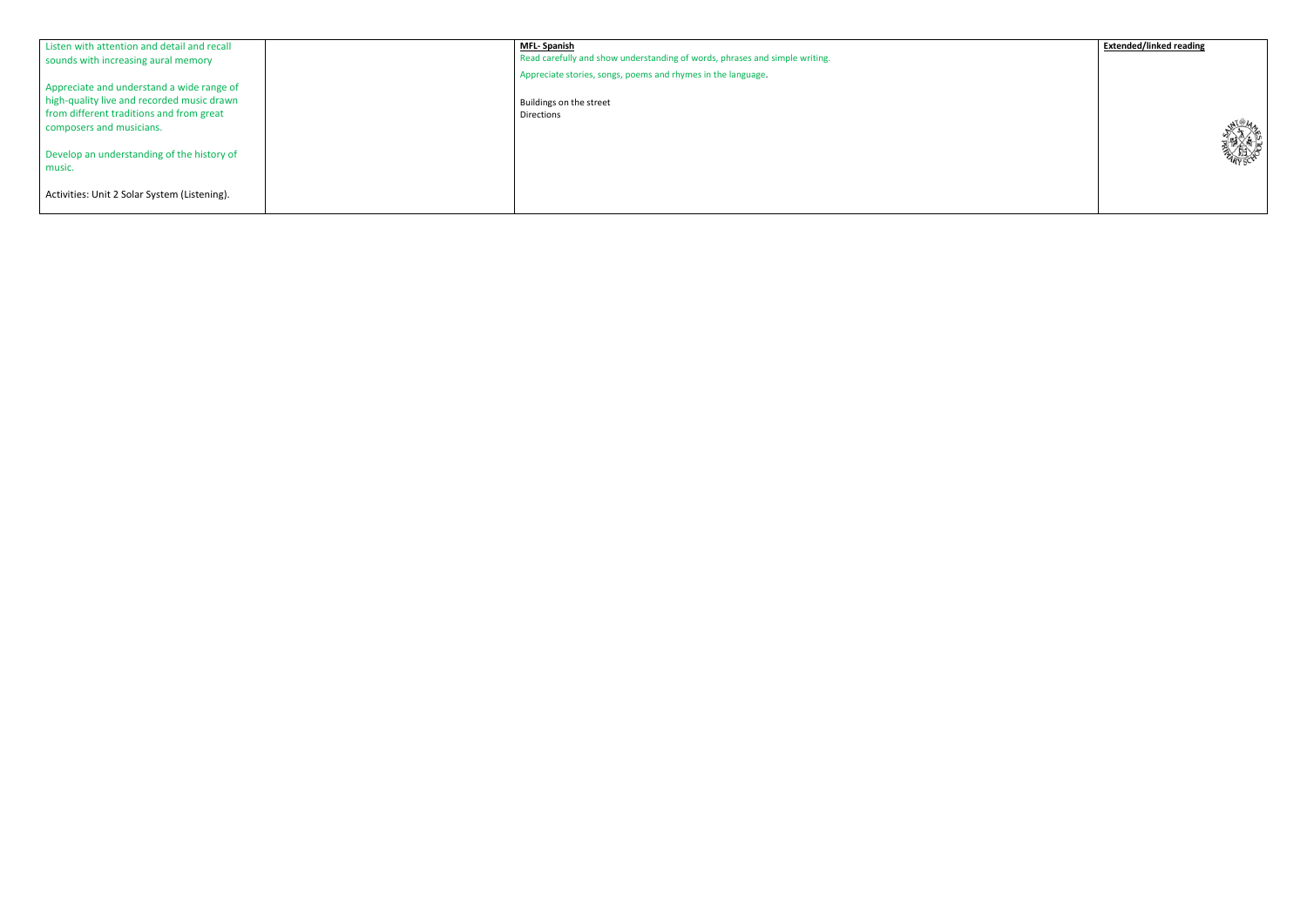| | | | |
|---|---|---|---|
| Listen with attention and detail and recall sounds with increasing aural memory<br><br>Appreciate and understand a wide range of high-quality live and recorded music drawn from different traditions and from great composers and musicians.<br><br>Develop an understanding of the history of music.<br><br>Activities: Unit 2 Solar System (Listening). | | **MFL- Spanish**<br>Read carefully and show understanding of words, phrases and simple writing.<br>Appreciate stories, songs, poems and rhymes in the language.<br><br>Buildings on the street<br>Directions | **Extended/linked reading** |